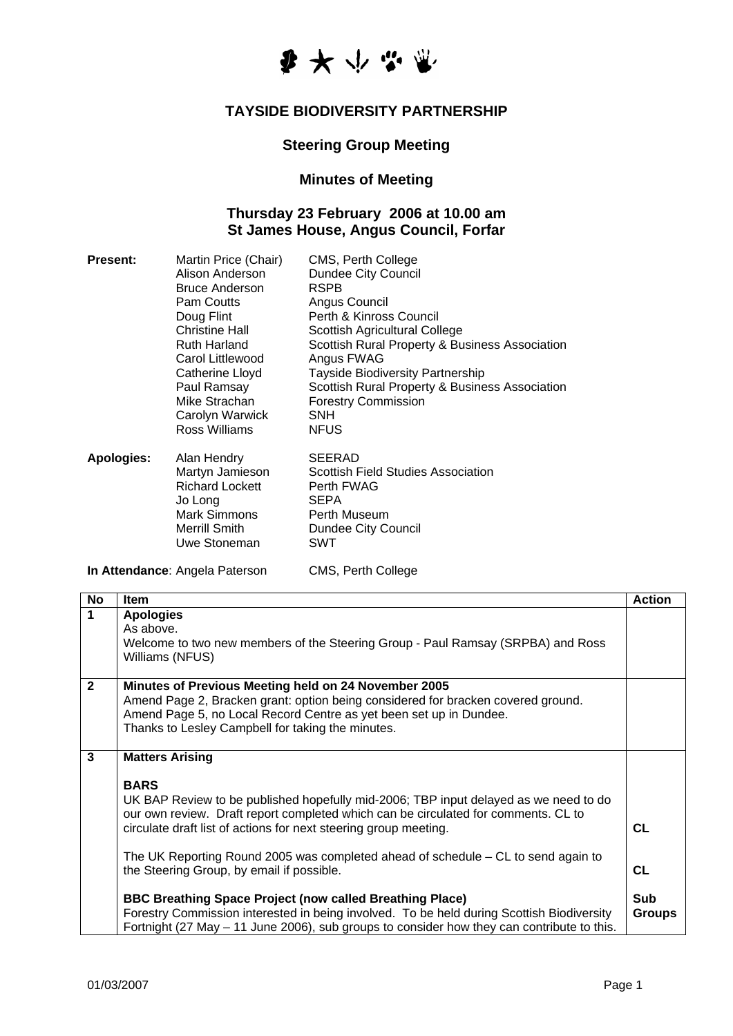## TAYSIDE BIODIVERSITY PARTNERSHIP

### Steering Group Meeting

### Minutes of Meeting

### Thursday 23 February 2006 at 10.00 am
### St James House, Angus Council, Forfar

| | | |
|---|---|---|
| **Present:** | Martin Price (Chair) | CMS, Perth College |
| | Alison Anderson | Dundee City Council |
| | Bruce Anderson | RSPB |
| | Pam Coutts | Angus Council |
| | Doug Flint | Perth & Kinross Council |
| | Christine Hall | Scottish Agricultural College |
| | Ruth Harland | Scottish Rural Property & Business Association |
| | Carol Littlewood | Angus FWAG |
| | Catherine Lloyd | Tayside Biodiversity Partnership |
| | Paul Ramsay | Scottish Rural Property & Business Association |
| | Mike Strachan | Forestry Commission |
| | Carolyn Warwick | SNH |
| | Ross Williams | NFUS |
| **Apologies:** | Alan Hendry | SEERAD |
| | Martyn Jamieson | Scottish Field Studies Association |
| | Richard Lockett | Perth FWAG |
| | Jo Long | SEPA |
| | Mark Simmons | Perth Museum |
| | Merrill Smith | Dundee City Council |
| | Uwe Stoneman | SWT |

**In Attendance**: Angela Paterson CMS, Perth College

| No | Item | Action |
|---|---|---|
| 1 | **Apologies**<br>As above.<br>Welcome to two new members of the Steering Group - Paul Ramsay (SRPBA) and Ross Williams (NFUS) | |
| 2 | **Minutes of Previous Meeting held on 24 November 2005**<br>Amend Page 2, Bracken grant: option being considered for bracken covered ground.<br>Amend Page 5, no Local Record Centre as yet been set up in Dundee.<br>Thanks to Lesley Campbell for taking the minutes. | |
| 3 | **Matters Arising**<br><br>**BARS**<br>UK BAP Review to be published hopefully mid-2006; TBP input delayed as we need to do our own review. Draft report completed which can be circulated for comments. CL to circulate draft list of actions for next steering group meeting. | CL |
| | The UK Reporting Round 2005 was completed ahead of schedule – CL to send again to the Steering Group, by email if possible. | CL |
| | **BBC Breathing Space Project (now called Breathing Place)**<br>Forestry Commission interested in being involved. To be held during Scottish Biodiversity Fortnight (27 May – 11 June 2006), sub groups to consider how they can contribute to this. | Sub Groups |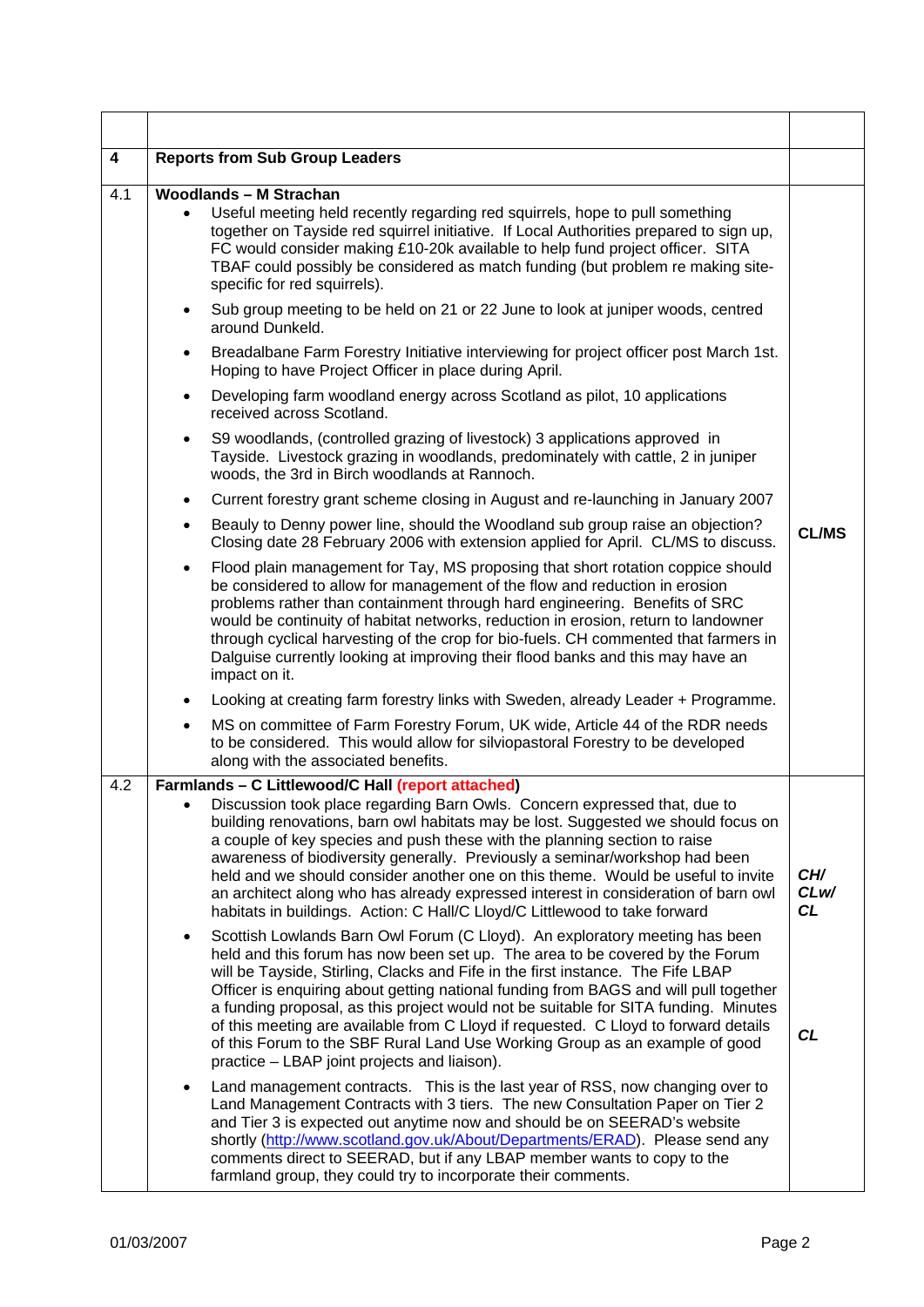| | | |
|---|---|---|
| **4** | **Reports from Sub Group Leaders** | |
| 4.1 | **Woodlands – M Strachan**<br>• Useful meeting held recently regarding red squirrels, hope to pull something together on Tayside red squirrel initiative. If Local Authorities prepared to sign up, FC would consider making £10-20k available to help fund project officer. SITA TBAF could possibly be considered as match funding (but problem re making site-specific for red squirrels).<br>• Sub group meeting to be held on 21 or 22 June to look at juniper woods, centred around Dunkeld.<br>• Breadalbane Farm Forestry Initiative interviewing for project officer post March 1st. Hoping to have Project Officer in place during April.<br>• Developing farm woodland energy across Scotland as pilot, 10 applications received across Scotland.<br>• S9 woodlands, (controlled grazing of livestock) 3 applications approved in Tayside. Livestock grazing in woodlands, predominately with cattle, 2 in juniper woods, the 3rd in Birch woodlands at Rannoch.<br>• Current forestry grant scheme closing in August and re-launching in January 2007<br>• Beauly to Denny power line, should the Woodland sub group raise an objection? Closing date 28 February 2006 with extension applied for April. CL/MS to discuss.<br>• Flood plain management for Tay, MS proposing that short rotation coppice should be considered to allow for management of the flow and reduction in erosion problems rather than containment through hard engineering. Benefits of SRC would be continuity of habitat networks, reduction in erosion, return to landowner through cyclical harvesting of the crop for bio-fuels. CH commented that farmers in Dalguise currently looking at improving their flood banks and this may have an impact on it.<br>• Looking at creating farm forestry links with Sweden, already Leader + Programme.<br>• MS on committee of Farm Forestry Forum, UK wide, Article 44 of the RDR needs to be considered. This would allow for silviopastoral Forestry to be developed along with the associated benefits. | **CL/MS** |
| 4.2 | **Farmlands – C Littlewood/C Hall (report attached)**<br>• Discussion took place regarding Barn Owls. Concern expressed that, due to building renovations, barn owl habitats may be lost. Suggested we should focus on a couple of key species and push these with the planning section to raise awareness of biodiversity generally. Previously a seminar/workshop had been held and we should consider another one on this theme. Would be useful to invite an architect along who has already expressed interest in consideration of barn owl habitats in buildings. Action: C Hall/C Lloyd/C Littlewood to take forward<br>• Scottish Lowlands Barn Owl Forum (C Lloyd). An exploratory meeting has been held and this forum has now been set up. The area to be covered by the Forum will be Tayside, Stirling, Clacks and Fife in the first instance. The Fife LBAP Officer is enquiring about getting national funding from BAGS and will pull together a funding proposal, as this project would not be suitable for SITA funding. Minutes of this meeting are available from C Lloyd if requested. C Lloyd to forward details of this Forum to the SBF Rural Land Use Working Group as an example of good practice – LBAP joint projects and liaison).<br>• Land management contracts. This is the last year of RSS, now changing over to Land Management Contracts with 3 tiers. The new Consultation Paper on Tier 2 and Tier 3 is expected out anytime now and should be on SEERAD's website shortly (http://www.scotland.gov.uk/About/Departments/ERAD). Please send any comments direct to SEERAD, but if any LBAP member wants to copy to the farmland group, they could try to incorporate their comments. | ***CH/ CLw/ CL***<br><br>***CL*** |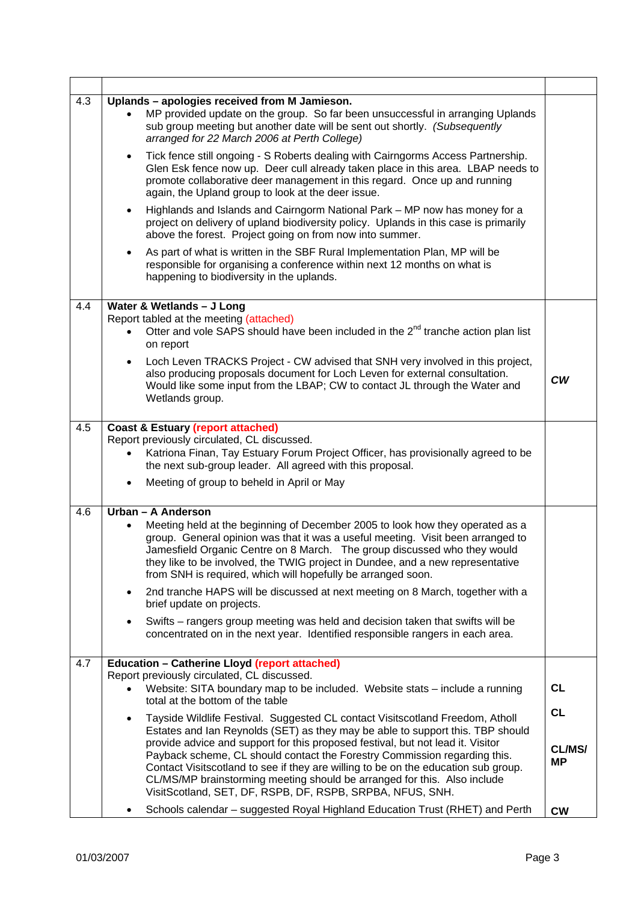| | | |
|---|---|---|
| 4.3 | **Uplands – apologies received from M Jamieson.**<br>• MP provided update on the group. So far been unsuccessful in arranging Uplands sub group meeting but another date will be sent out shortly. *(Subsequently arranged for 22 March 2006 at Perth College)*<br>• Tick fence still ongoing - S Roberts dealing with Cairngorms Access Partnership. Glen Esk fence now up. Deer cull already taken place in this area. LBAP needs to promote collaborative deer management in this regard. Once up and running again, the Upland group to look at the deer issue.<br>• Highlands and Islands and Cairngorm National Park – MP now has money for a project on delivery of upland biodiversity policy. Uplands in this case is primarily above the forest. Project going on from now into summer.<br>• As part of what is written in the SBF Rural Implementation Plan, MP will be responsible for organising a conference within next 12 months on what is happening to biodiversity in the uplands. | |
| 4.4 | **Water & Wetlands – J Long**<br>Report tabled at the meeting (attached)<br>• Otter and vole SAPS should have been included in the 2nd tranche action plan list on report<br>• Loch Leven TRACKS Project - CW advised that SNH very involved in this project, also producing proposals document for Loch Leven for external consultation. Would like some input from the LBAP; CW to contact JL through the Water and Wetlands group. | ***CW*** |
| 4.5 | **Coast & Estuary (report attached)**<br>Report previously circulated, CL discussed.<br>• Katriona Finan, Tay Estuary Forum Project Officer, has provisionally agreed to be the next sub-group leader. All agreed with this proposal.<br>• Meeting of group to beheld in April or May | |
| 4.6 | **Urban – A Anderson**<br>• Meeting held at the beginning of December 2005 to look how they operated as a group. General opinion was that it was a useful meeting. Visit been arranged to Jamesfield Organic Centre on 8 March. The group discussed who they would they like to be involved, the TWIG project in Dundee, and a new representative from SNH is required, which will hopefully be arranged soon.<br>• 2nd tranche HAPS will be discussed at next meeting on 8 March, together with a brief update on projects.<br>• Swifts – rangers group meeting was held and decision taken that swifts will be concentrated on in the next year. Identified responsible rangers in each area. | |
| 4.7 | **Education – Catherine Lloyd (report attached)**<br>Report previously circulated, CL discussed.<br>• Website: SITA boundary map to be included. Website stats – include a running total at the bottom of the table<br>• Tayside Wildlife Festival. Suggested CL contact Visitscotland Freedom, Atholl Estates and Ian Reynolds (SET) as they may be able to support this. TBP should provide advice and support for this proposed festival, but not lead it. Visitor Payback scheme, CL should contact the Forestry Commission regarding this. Contact Visitscotland to see if they are willing to be on the education sub group. CL/MS/MP brainstorming meeting should be arranged for this. Also include VisitScotland, SET, DF, RSPB, DF, RSPB, SRPBA, NFUS, SNH.<br>• Schools calendar – suggested Royal Highland Education Trust (RHET) and Perth | **CL**<br><br>**CL**<br><br>**CL/MS/ MP**<br><br>**CW** |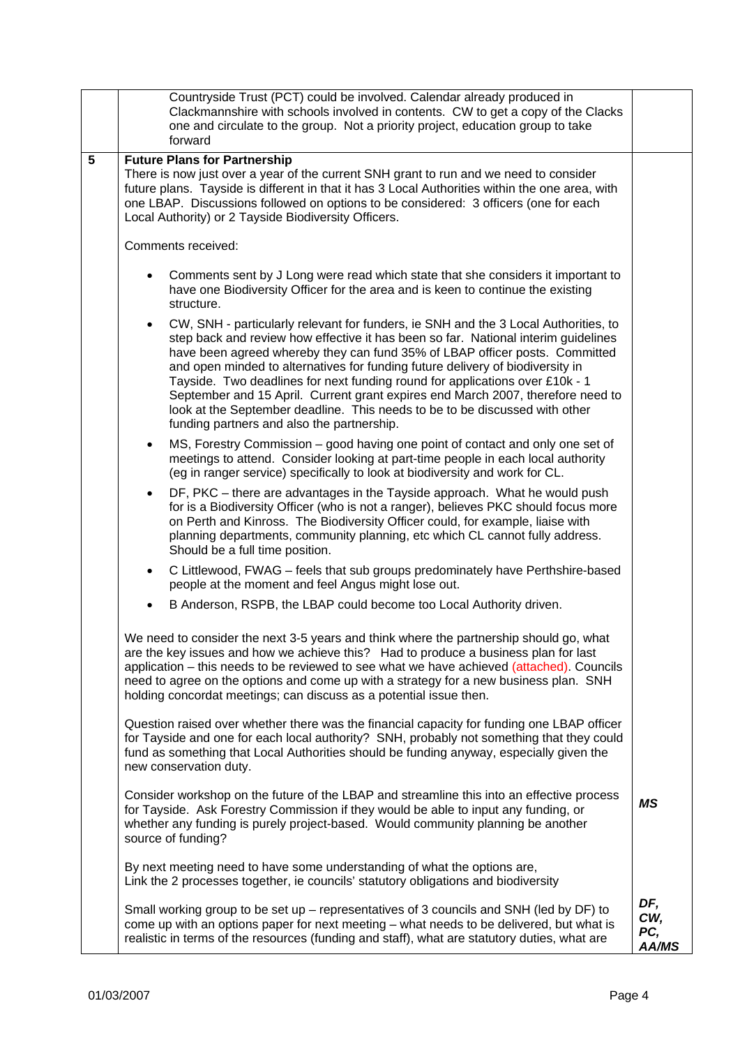| | | |
|---|---|---|
| | Countryside Trust (PCT) could be involved. Calendar already produced in Clackmannshire with schools involved in contents. CW to get a copy of the Clacks one and circulate to the group. Not a priority project, education group to take forward | |
| **5** | **Future Plans for Partnership**<br>There is now just over a year of the current SNH grant to run and we need to consider future plans. Tayside is different in that it has 3 Local Authorities within the one area, with one LBAP. Discussions followed on options to be considered: 3 officers (one for each Local Authority) or 2 Tayside Biodiversity Officers.<br><br>Comments received:<br><br>• Comments sent by J Long were read which state that she considers it important to have one Biodiversity Officer for the area and is keen to continue the existing structure.<br>• CW, SNH - particularly relevant for funders, ie SNH and the 3 Local Authorities, to step back and review how effective it has been so far. National interim guidelines have been agreed whereby they can fund 35% of LBAP officer posts. Committed and open minded to alternatives for funding future delivery of biodiversity in Tayside. Two deadlines for next funding round for applications over £10k - 1 September and 15 April. Current grant expires end March 2007, therefore need to look at the September deadline. This needs to be to be discussed with other funding partners and also the partnership.<br>• MS, Forestry Commission – good having one point of contact and only one set of meetings to attend. Consider looking at part-time people in each local authority (eg in ranger service) specifically to look at biodiversity and work for CL.<br>• DF, PKC – there are advantages in the Tayside approach. What he would push for is a Biodiversity Officer (who is not a ranger), believes PKC should focus more on Perth and Kinross. The Biodiversity Officer could, for example, liaise with planning departments, community planning, etc which CL cannot fully address. Should be a full time position.<br>• C Littlewood, FWAG – feels that sub groups predominately have Perthshire-based people at the moment and feel Angus might lose out.<br>• B Anderson, RSPB, the LBAP could become too Local Authority driven.<br><br>We need to consider the next 3-5 years and think where the partnership should go, what are the key issues and how we achieve this? Had to produce a business plan for last application – this needs to be reviewed to see what we have achieved (attached). Councils need to agree on the options and come up with a strategy for a new business plan. SNH holding concordat meetings; can discuss as a potential issue then.<br><br>Question raised over whether there was the financial capacity for funding one LBAP officer for Tayside and one for each local authority? SNH, probably not something that they could fund as something that Local Authorities should be funding anyway, especially given the new conservation duty. | |
| | Consider workshop on the future of the LBAP and streamline this into an effective process for Tayside. Ask Forestry Commission if they would be able to input any funding, or whether any funding is purely project-based. Would community planning be another source of funding? | ***MS*** |
| | By next meeting need to have some understanding of what the options are,<br>Link the 2 processes together, ie councils' statutory obligations and biodiversity | |
| | Small working group to be set up – representatives of 3 councils and SNH (led by DF) to come up with an options paper for next meeting – what needs to be delivered, but what is realistic in terms of the resources (funding and staff), what are statutory duties, what are | ***DF, CW, PC, AA/MS*** |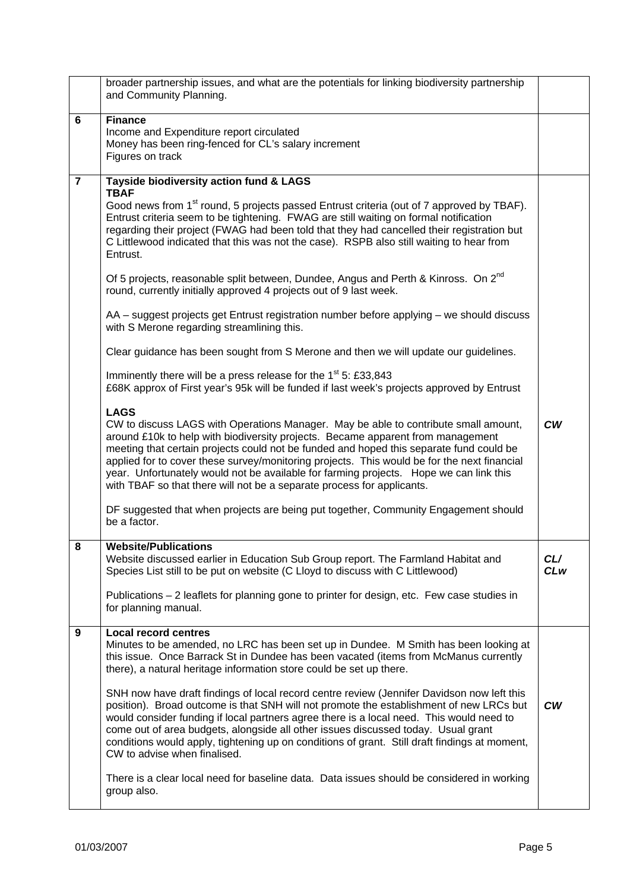| | | |
|---|---|---|
| | broader partnership issues, and what are the potentials for linking biodiversity partnership and Community Planning. | |
| **6** | **Finance**<br>Income and Expenditure report circulated<br>Money has been ring-fenced for CL's salary increment<br>Figures on track | |
| **7** | **Tayside biodiversity action fund & LAGS**<br>**TBAF**<br>Good news from 1st round, 5 projects passed Entrust criteria (out of 7 approved by TBAF). Entrust criteria seem to be tightening. FWAG are still waiting on formal notification regarding their project (FWAG had been told that they had cancelled their registration but C Littlewood indicated that this was not the case). RSPB also still waiting to hear from Entrust.<br><br>Of 5 projects, reasonable split between, Dundee, Angus and Perth & Kinross. On 2nd round, currently initially approved 4 projects out of 9 last week.<br><br>AA – suggest projects get Entrust registration number before applying – we should discuss with S Merone regarding streamlining this.<br><br>Clear guidance has been sought from S Merone and then we will update our guidelines.<br><br>Imminently there will be a press release for the 1st 5: £33,843<br>£68K approx of First year's 95k will be funded if last week's projects approved by Entrust<br><br>**LAGS**<br>CW to discuss LAGS with Operations Manager. May be able to contribute small amount, around £10k to help with biodiversity projects. Became apparent from management meeting that certain projects could not be funded and hoped this separate fund could be applied for to cover these survey/monitoring projects. This would be for the next financial year. Unfortunately would not be available for farming projects. Hope we can link this with TBAF so that there will not be a separate process for applicants.<br><br>DF suggested that when projects are being put together, Community Engagement should be a factor. | ***CW*** |
| **8** | **Website/Publications**<br>Website discussed earlier in Education Sub Group report. The Farmland Habitat and Species List still to be put on website (C Lloyd to discuss with C Littlewood)<br><br>Publications – 2 leaflets for planning gone to printer for design, etc. Few case studies in for planning manual. | ***CL/ CLw*** |
| **9** | **Local record centres**<br>Minutes to be amended, no LRC has been set up in Dundee. M Smith has been looking at this issue. Once Barrack St in Dundee has been vacated (items from McManus currently there), a natural heritage information store could be set up there.<br><br>SNH now have draft findings of local record centre review (Jennifer Davidson now left this position). Broad outcome is that SNH will not promote the establishment of new LRCs but would consider funding if local partners agree there is a local need. This would need to come out of area budgets, alongside all other issues discussed today. Usual grant conditions would apply, tightening up on conditions of grant. Still draft findings at moment, CW to advise when finalised.<br><br>There is a clear local need for baseline data. Data issues should be considered in working group also. | ***CW*** |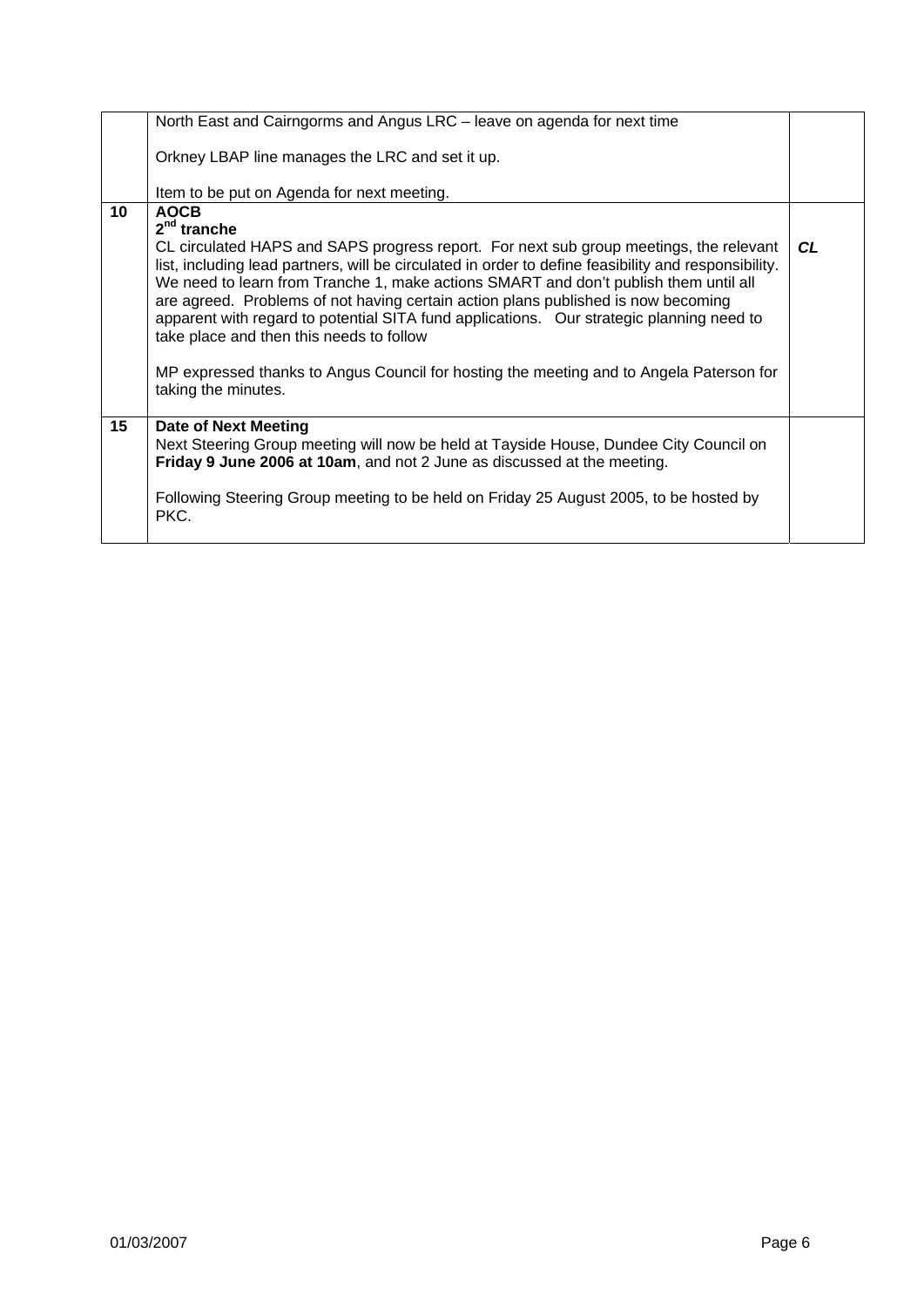| | | |
|---|---|---|
| | North East and Cairngorms and Angus LRC – leave on agenda for next time<br><br>Orkney LBAP line manages the LRC and set it up.<br><br>Item to be put on Agenda for next meeting. | |
| **10** | **AOCB**<br>**2nd tranche**<br>CL circulated HAPS and SAPS progress report. For next sub group meetings, the relevant list, including lead partners, will be circulated in order to define feasibility and responsibility. We need to learn from Tranche 1, make actions SMART and don't publish them until all are agreed. Problems of not having certain action plans published is now becoming apparent with regard to potential SITA fund applications. Our strategic planning need to take place and then this needs to follow<br><br>MP expressed thanks to Angus Council for hosting the meeting and to Angela Paterson for taking the minutes. | ***CL*** |
| **15** | **Date of Next Meeting**<br>Next Steering Group meeting will now be held at Tayside House, Dundee City Council on **Friday 9 June 2006 at 10am**, and not 2 June as discussed at the meeting.<br><br>Following Steering Group meeting to be held on Friday 25 August 2005, to be hosted by PKC. | |

01/03/2007